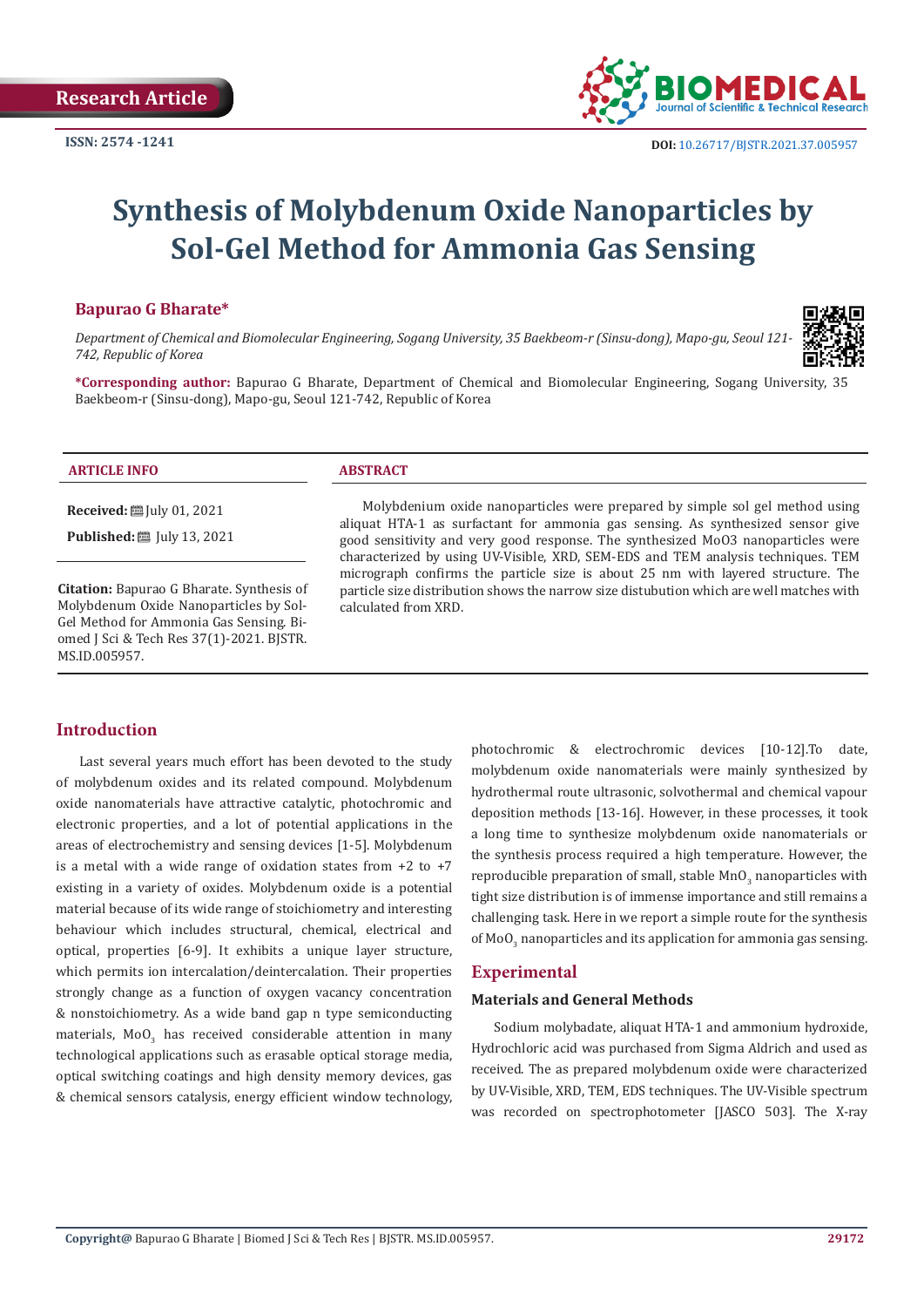Research Article

ISSN: 2574 -1241

DOI: 10.26717/BJSTR.2021.37.005957

# Synthesis of Molybdenum Oxide Nanoparticles by Sol-Gel Method for Ammonia Gas Sensing

**Bapurao G Bharate***

*Department of Chemical and Biomolecular Engineering, Sogang University, 35 Baekbeom-r (Sinsu-dong), Mapo-gu, Seoul 121-742, Republic of Korea*

**\*Corresponding author:** Bapurao G Bharate, Department of Chemical and Biomolecular Engineering, Sogang University, 35 Baekbeom-r (Sinsu-dong), Mapo-gu, Seoul 121-742, Republic of Korea

**ARTICLE INFO**

**Received:** July 01, 2021

**Published:** July 13, 2021

**Citation:** Bapurao G Bharate. Synthesis of Molybdenum Oxide Nanoparticles by Sol-Gel Method for Ammonia Gas Sensing. Biomed J Sci & Tech Res 37(1)-2021. BJSTR. MS.ID.005957.

**ABSTRACT**

Molybdenium oxide nanoparticles were prepared by simple sol gel method using aliquat HTA-1 as surfactant for ammonia gas sensing. As synthesized sensor give good sensitivity and very good response. The synthesized MoO3 nanoparticles were characterized by using UV-Visible, XRD, SEM-EDS and TEM analysis techniques. TEM micrograph confirms the particle size is about 25 nm with layered structure. The particle size distribution shows the narrow size distubution which are well matches with calculated from XRD.

## Introduction

Last several years much effort has been devoted to the study of molybdenum oxides and its related compound. Molybdenum oxide nanomaterials have attractive catalytic, photochromic and electronic properties, and a lot of potential applications in the areas of electrochemistry and sensing devices [1-5]. Molybdenum is a metal with a wide range of oxidation states from +2 to +7 existing in a variety of oxides. Molybdenum oxide is a potential material because of its wide range of stoichiometry and interesting behaviour which includes structural, chemical, electrical and optical, properties [6-9]. It exhibits a unique layer structure, which permits ion intercalation/deintercalation. Their properties strongly change as a function of oxygen vacancy concentration & nonstoichiometry. As a wide band gap n type semiconducting materials, $MoO_3$ has received considerable attention in many technological applications such as erasable optical storage media, optical switching coatings and high density memory devices, gas & chemical sensors catalysis, energy efficient window technology, photochromic & electrochromic devices [10-12].To date, molybdenum oxide nanomaterials were mainly synthesized by hydrothermal route ultrasonic, solvothermal and chemical vapour deposition methods [13-16]. However, in these processes, it took a long time to synthesize molybdenum oxide nanomaterials or the synthesis process required a high temperature. However, the reproducible preparation of small, stable $MnO_3$ nanoparticles with tight size distribution is of immense importance and still remains a challenging task. Here in we report a simple route for the synthesis of $MoO_3$ nanoparticles and its application for ammonia gas sensing.

## Experimental

### Materials and General Methods

Sodium molybadate, aliquat HTA-1 and ammonium hydroxide, Hydrochloric acid was purchased from Sigma Aldrich and used as received. The as prepared molybdenum oxide were characterized by UV-Visible, XRD, TEM, EDS techniques. The UV-Visible spectrum was recorded on spectrophotometer [JASCO 503]. The X-ray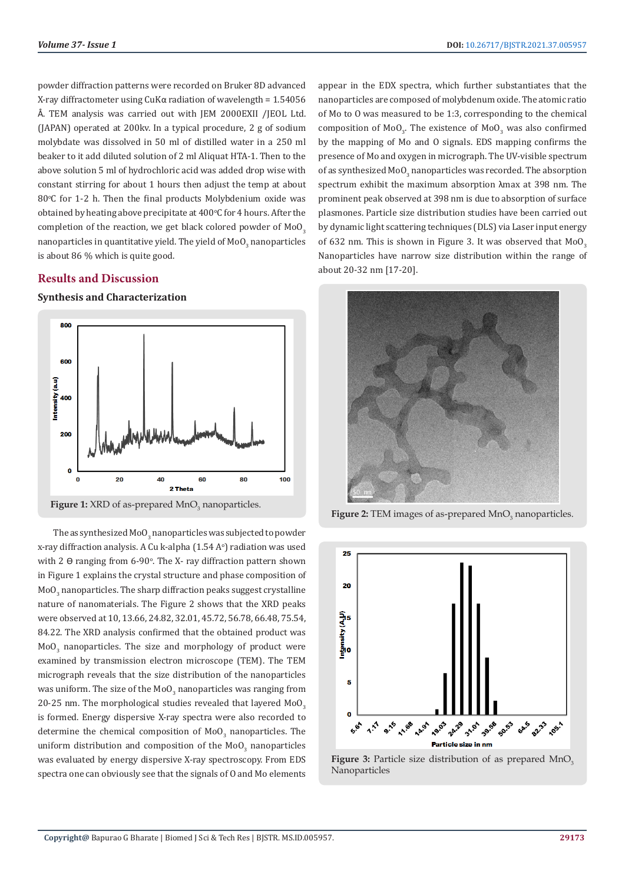powder diffraction patterns were recorded on Bruker 8D advanced X-ray diffractometer using CuKα radiation of wavelength = 1.54056 Å. TEM analysis was carried out with JEM 2000EXII /JEOL Ltd. (JAPAN) operated at 200kv. In a typical procedure, 2 g of sodium molybdate was dissolved in 50 ml of distilled water in a 250 ml beaker to it add diluted solution of 2 ml Aliquat HTA-1. Then to the above solution 5 ml of hydrochloric acid was added drop wise with constant stirring for about 1 hours then adjust the temp at about 80ºC for 1-2 h. Then the final products Molybdenium oxide was obtained by heating above precipitate at 400ºC for 4 hours. After the completion of the reaction, we get black colored powder of $MoO_3$ nanoparticles in quantitative yield. The yield of $MoO_3$ nanoparticles is about 86 % which is quite good.

## Results and Discussion

### Synthesis and Characterization

Figure 1: XRD of as-prepared $MnO_3$ nanoparticles.

The as synthesized $MoO_3$ nanoparticles was subjected to powder x-ray diffraction analysis. A Cu k-alpha (1.54 Aº) radiation was used with 2 Ө ranging from 6-90º. The X- ray diffraction pattern shown in Figure 1 explains the crystal structure and phase composition of $MoO_3$ nanoparticles. The sharp diffraction peaks suggest crystalline nature of nanomaterials. The Figure 2 shows that the XRD peaks were observed at 10, 13.66, 24.82, 32.01, 45.72, 56.78, 66.48, 75.54, 84.22. The XRD analysis confirmed that the obtained product was $MoO_3$ nanoparticles. The size and morphology of product were examined by transmission electron microscope (TEM). The TEM micrograph reveals that the size distribution of the nanoparticles was uniform. The size of the $MoO_3$ nanoparticles was ranging from 20-25 nm. The morphological studies revealed that layered $MoO_3$ is formed. Energy dispersive X-ray spectra were also recorded to determine the chemical composition of $MoO_3$ nanoparticles. The uniform distribution and composition of the $MoO_3$ nanoparticles was evaluated by energy dispersive X-ray spectroscopy. From EDS spectra one can obviously see that the signals of O and Mo elements appear in the EDX spectra, which further substantiates that the nanoparticles are composed of molybdenum oxide. The atomic ratio of Mo to O was measured to be 1:3, corresponding to the chemical composition of $MoO_3$. The existence of $MoO_3$ was also confirmed by the mapping of Mo and O signals. EDS mapping confirms the presence of Mo and oxygen in micrograph. The UV-visible spectrum of as synthesized $MoO_3$ nanoparticles was recorded. The absorption spectrum exhibit the maximum absorption λmax at 398 nm. The prominent peak observed at 398 nm is due to absorption of surface plasmones. Particle size distribution studies have been carried out by dynamic light scattering techniques (DLS) via Laser input energy of 632 nm. This is shown in Figure 3. It was observed that $MoO_3$ Nanoparticles have narrow size distribution within the range of about 20-32 nm [17-20].

Figure 2: TEM images of as-prepared $MnO_3$ nanoparticles.

Figure 3: Particle size distribution of as prepared $MnO_3$ Nanoparticles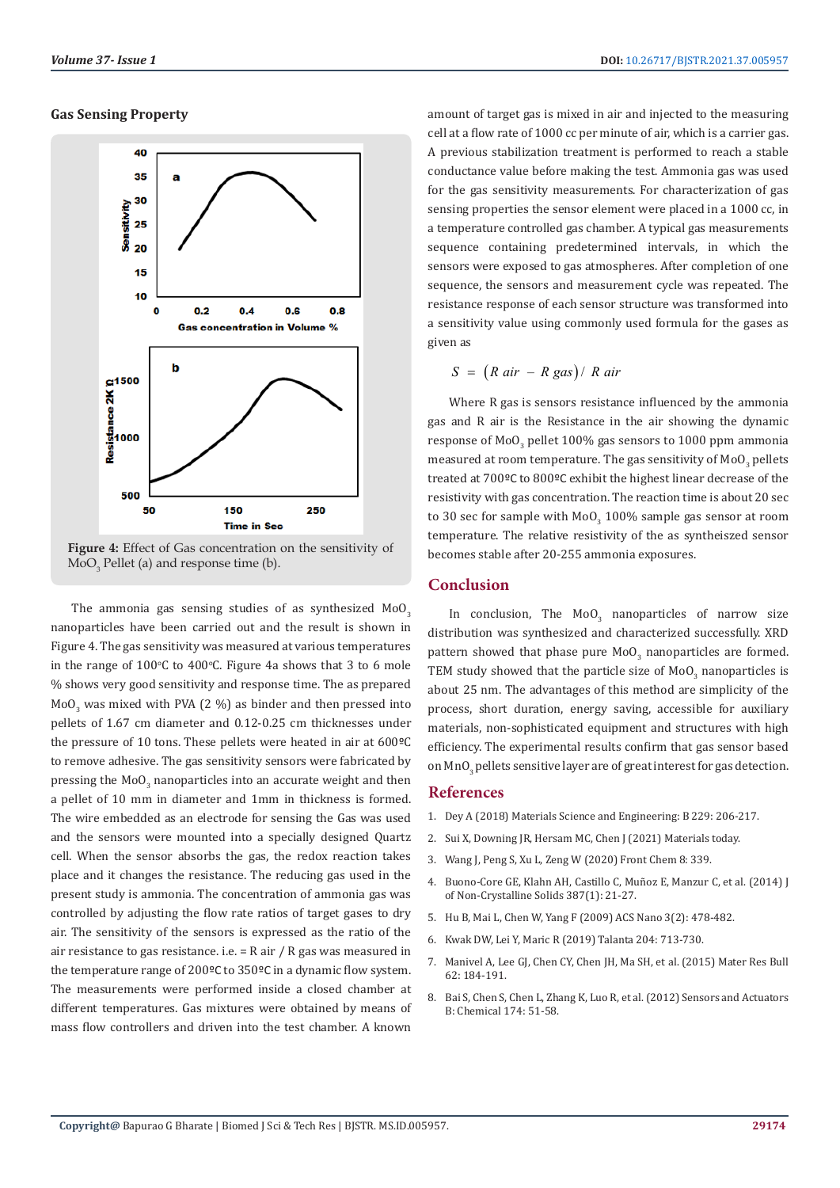## Gas Sensing Property

**Figure 4:** Effect of Gas concentration on the sensitivity of $MoO_3$ Pellet (a) and response time (b).

The ammonia gas sensing studies of as synthesized $MoO_3$ nanoparticles have been carried out and the result is shown in Figure 4. The gas sensitivity was measured at various temperatures in the range of 100°C to 400°C. Figure 4a shows that 3 to 6 mole % shows very good sensitivity and response time. The as prepared $MoO_3$ was mixed with PVA (2 %) as binder and then pressed into pellets of 1.67 cm diameter and 0.12-0.25 cm thicknesses under the pressure of 10 tons. These pellets were heated in air at 600ºC to remove adhesive. The gas sensitivity sensors were fabricated by pressing the $MoO_3$ nanoparticles into an accurate weight and then a pellet of 10 mm in diameter and 1mm in thickness is formed. The wire embedded as an electrode for sensing the Gas was used and the sensors were mounted into a specially designed Quartz cell. When the sensor absorbs the gas, the redox reaction takes place and it changes the resistance. The reducing gas used in the present study is ammonia. The concentration of ammonia gas was controlled by adjusting the flow rate ratios of target gases to dry air. The sensitivity of the sensors is expressed as the ratio of the air resistance to gas resistance. i.e. = R air / R gas was measured in the temperature range of 200ºC to 350ºC in a dynamic flow system. The measurements were performed inside a closed chamber at different temperatures. Gas mixtures were obtained by means of mass flow controllers and driven into the test chamber. A known amount of target gas is mixed in air and injected to the measuring cell at a flow rate of 1000 cc per minute of air, which is a carrier gas. A previous stabilization treatment is performed to reach a stable conductance value before making the test. Ammonia gas was used for the gas sensitivity measurements. For characterization of gas sensing properties the sensor element were placed in a 1000 cc, in a temperature controlled gas chamber. A typical gas measurements sequence containing predetermined intervals, in which the sensors were exposed to gas atmospheres. After completion of one sequence, the sensors and measurement cycle was repeated. The resistance response of each sensor structure was transformed into a sensitivity value using commonly used formula for the gases as given as

$$S = \left(R\ air - R\ gas\right) /\ R\ air$$

Where R gas is sensors resistance influenced by the ammonia gas and R air is the Resistance in the air showing the dynamic response of $MoO_3$ pellet 100% gas sensors to 1000 ppm ammonia measured at room temperature. The gas sensitivity of $MoO_3$ pellets treated at 700ºC to 800ºC exhibit the highest linear decrease of the resistivity with gas concentration. The reaction time is about 20 sec to 30 sec for sample with $MoO_3$ 100% sample gas sensor at room temperature. The relative resistivity of the as syntheiszed sensor becomes stable after 20-255 ammonia exposures.

## Conclusion

In conclusion, The $MoO_3$ nanoparticles of narrow size distribution was synthesized and characterized successfully. XRD pattern showed that phase pure $MoO_3$ nanoparticles are formed. TEM study showed that the particle size of $MoO_3$ nanoparticles is about 25 nm. The advantages of this method are simplicity of the process, short duration, energy saving, accessible for auxiliary materials, non-sophisticated equipment and structures with high efficiency. The experimental results confirm that gas sensor based on $MnO_3$ pellets sensitive layer are of great interest for gas detection.

## References

1. Dey A (2018) Materials Science and Engineering: B 229: 206-217.
2. Sui X, Downing JR, Hersam MC, Chen J (2021) Materials today.
3. Wang J, Peng S, Xu L, Zeng W (2020) Front Chem 8: 339.
4. Buono-Core GE, Klahn AH, Castillo C, Muñoz E, Manzur C, et al. (2014) J of Non-Crystalline Solids 387(1): 21-27.
5. Hu B, Mai L, Chen W, Yang F (2009) ACS Nano 3(2): 478-482.
6. Kwak DW, Lei Y, Maric R (2019) Talanta 204: 713-730.
7. Manivel A, Lee GJ, Chen CY, Chen JH, Ma SH, et al. (2015) Mater Res Bull 62: 184-191.
8. Bai S, Chen S, Chen L, Zhang K, Luo R, et al. (2012) Sensors and Actuators B: Chemical 174: 51-58.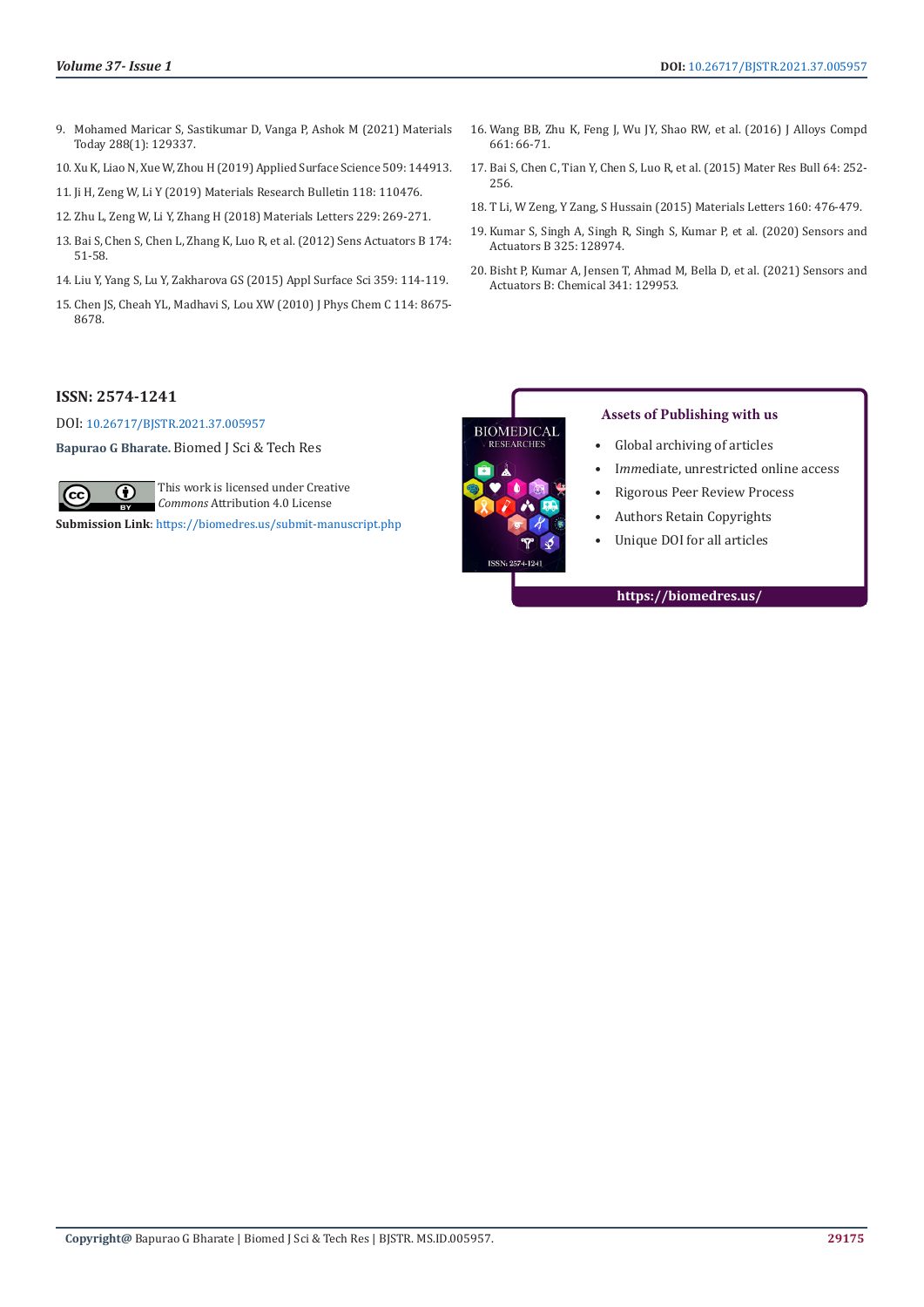9. Mohamed Maricar S, Sastikumar D, Vanga P, Ashok M (2021) Materials Today 288(1): 129337.
10. Xu K, Liao N, Xue W, Zhou H (2019) Applied Surface Science 509: 144913.
11. Ji H, Zeng W, Li Y (2019) Materials Research Bulletin 118: 110476.
12. Zhu L, Zeng W, Li Y, Zhang H (2018) Materials Letters 229: 269-271.
13. Bai S, Chen S, Chen L, Zhang K, Luo R, et al. (2012) Sens Actuators B 174: 51-58.
14. Liu Y, Yang S, Lu Y, Zakharova GS (2015) Appl Surface Sci 359: 114-119.
15. Chen JS, Cheah YL, Madhavi S, Lou XW (2010) J Phys Chem C 114: 8675-8678.
16. Wang BB, Zhu K, Feng J, Wu JY, Shao RW, et al. (2016) J Alloys Compd 661: 66-71.
17. Bai S, Chen C, Tian Y, Chen S, Luo R, et al. (2015) Mater Res Bull 64: 252-256.
18. T Li, W Zeng, Y Zang, S Hussain (2015) Materials Letters 160: 476-479.
19. Kumar S, Singh A, Singh R, Singh S, Kumar P, et al. (2020) Sensors and Actuators B 325: 128974.
20. Bisht P, Kumar A, Jensen T, Ahmad M, Bella D, et al. (2021) Sensors and Actuators B: Chemical 341: 129953.

**ISSN: 2574-1241**

DOI: 10.26717/BJSTR.2021.37.005957

**Bapurao G Bharate.** Biomed J Sci & Tech Res

This work is licensed under Creative *Commons* Attribution 4.0 License

**Submission Link**: https://biomedres.us/submit-manuscript.php

**Assets of Publishing with us**

- Global archiving of articles
- Immediate, unrestricted online access
- Rigorous Peer Review Process
- Authors Retain Copyrights
- Unique DOI for all articles

**https://biomedres.us/**